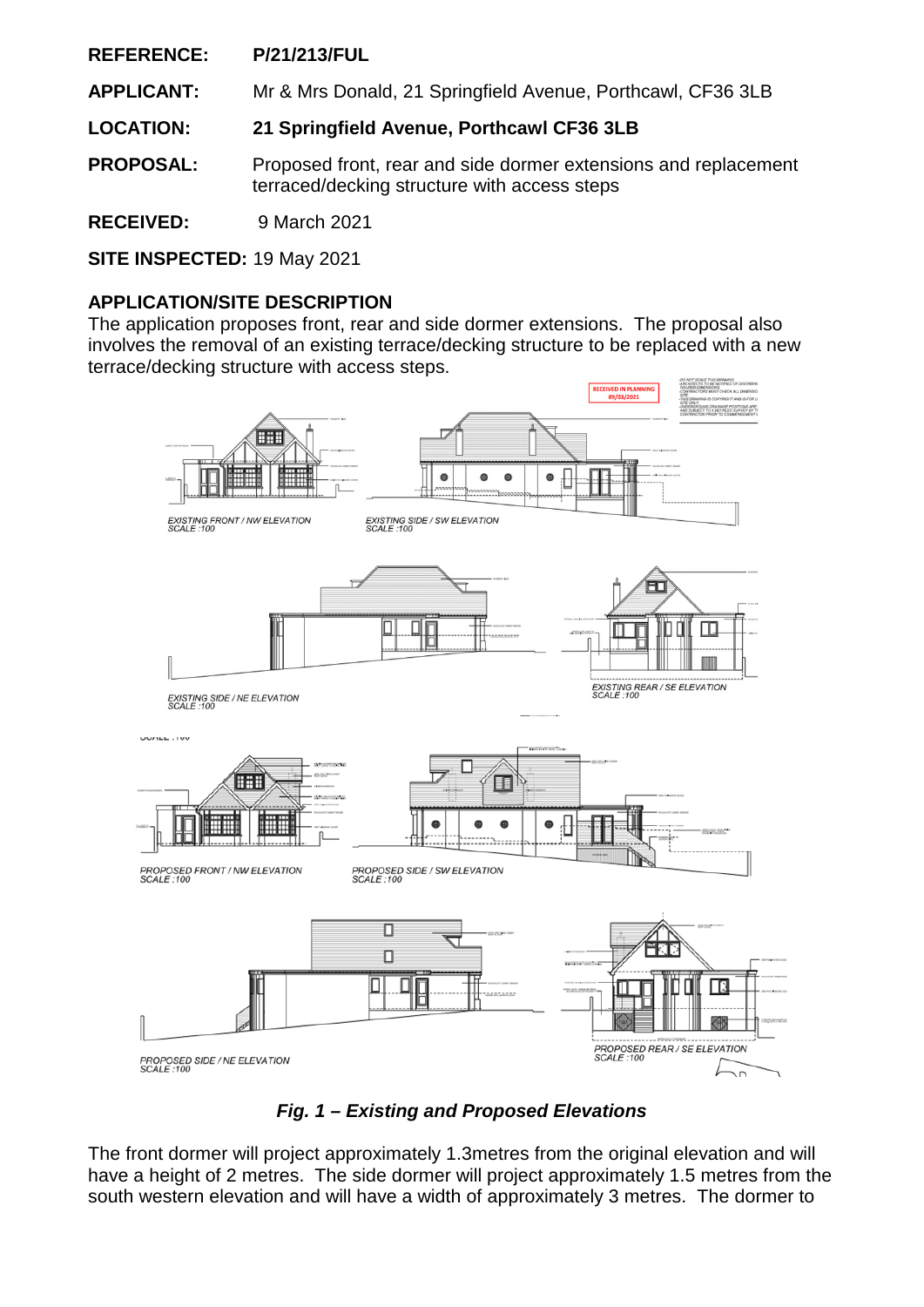**REFERENCE:** **P/21/213/FUL**

**APPLICANT:** Mr & Mrs Donald, 21 Springfield Avenue, Porthcawl, CF36 3LB

**LOCATION:** **21 Springfield Avenue, Porthcawl CF36 3LB**

**PROPOSAL:** Proposed front, rear and side dormer extensions and replacement terraced/decking structure with access steps

**RECEIVED:** 9 March 2021

**SITE INSPECTED:** 19 May 2021

## APPLICATION/SITE DESCRIPTION

The application proposes front, rear and side dormer extensions. The proposal also involves the removal of an existing terrace/decking structure to be replaced with a new terrace/decking structure with access steps.

***Fig. 1 – Existing and Proposed Elevations***

The front dormer will project approximately 1.3metres from the original elevation and will have a height of 2 metres. The side dormer will project approximately 1.5 metres from the south western elevation and will have a width of approximately 3 metres. The dormer to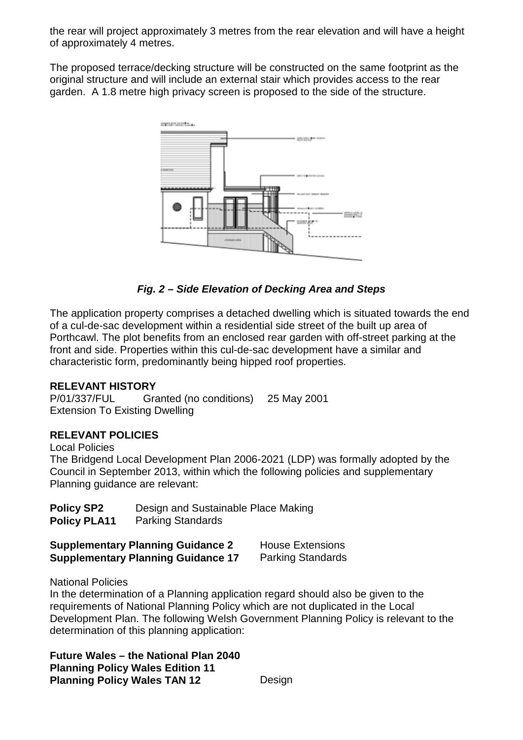the rear will project approximately 3 metres from the rear elevation and will have a height of approximately 4 metres.

The proposed terrace/decking structure will be constructed on the same footprint as the original structure and will include an external stair which provides access to the rear garden. A 1.8 metre high privacy screen is proposed to the side of the structure.

***Fig. 2 – Side Elevation of Decking Area and Steps***

The application property comprises a detached dwelling which is situated towards the end of a cul-de-sac development within a residential side street of the built up area of Porthcawl. The plot benefits from an enclosed rear garden with off-street parking at the front and side. Properties within this cul-de-sac development have a similar and characteristic form, predominantly being hipped roof properties.

**RELEVANT HISTORY**

P/01/337/FUL Granted (no conditions) 25 May 2001
Extension To Existing Dwelling

**RELEVANT POLICIES**

Local Policies

The Bridgend Local Development Plan 2006-2021 (LDP) was formally adopted by the Council in September 2013, within which the following policies and supplementary Planning guidance are relevant:

**Policy SP2** Design and Sustainable Place Making
**Policy PLA11** Parking Standards

**Supplementary Planning Guidance 2** House Extensions
**Supplementary Planning Guidance 17** Parking Standards

National Policies

In the determination of a Planning application regard should also be given to the requirements of National Planning Policy which are not duplicated in the Local Development Plan. The following Welsh Government Planning Policy is relevant to the determination of this planning application:

**Future Wales – the National Plan 2040**
**Planning Policy Wales Edition 11**
**Planning Policy Wales TAN 12** Design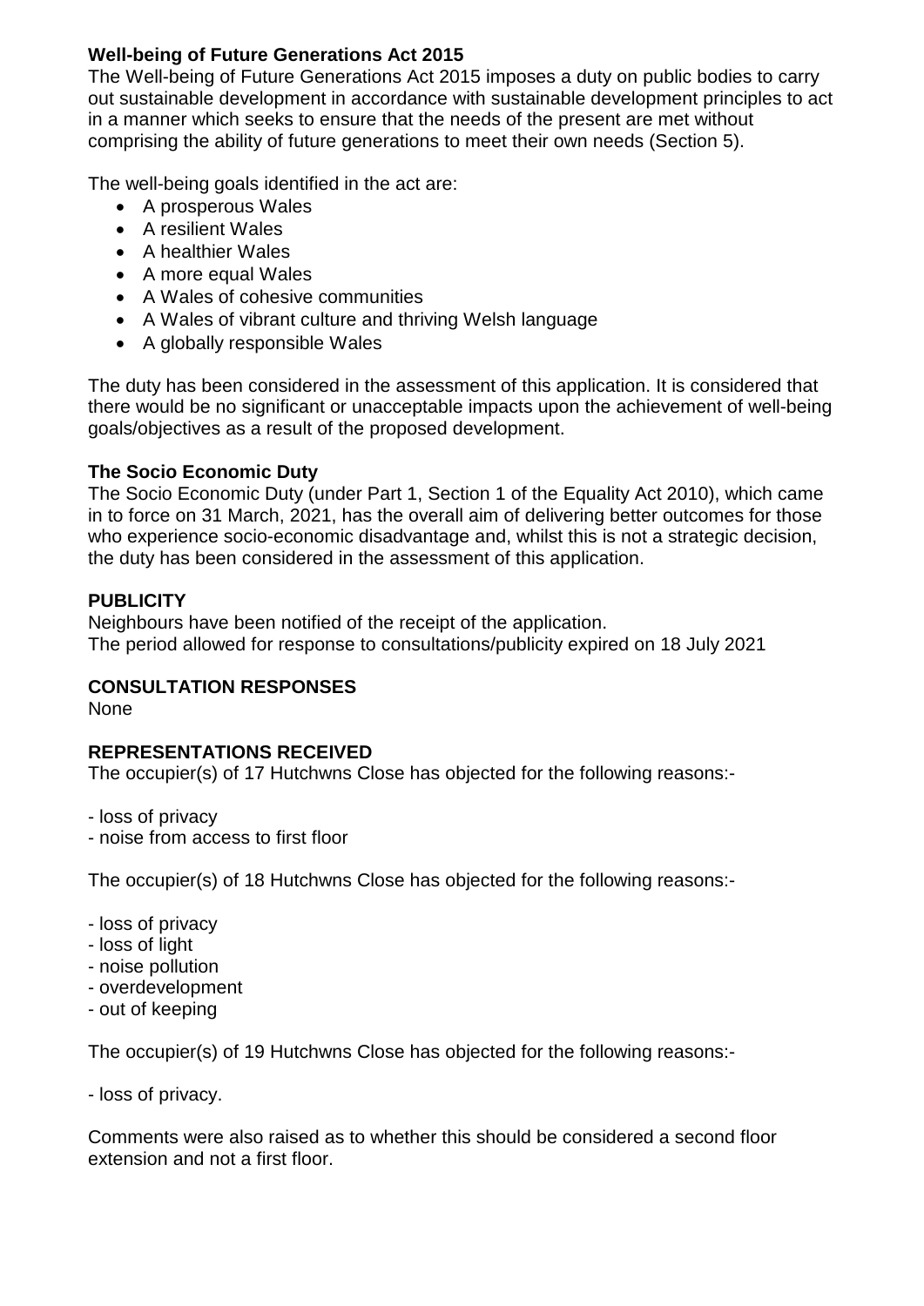**Well-being of Future Generations Act 2015**

The Well-being of Future Generations Act 2015 imposes a duty on public bodies to carry out sustainable development in accordance with sustainable development principles to act in a manner which seeks to ensure that the needs of the present are met without comprising the ability of future generations to meet their own needs (Section 5).

The well-being goals identified in the act are:

- A prosperous Wales
- A resilient Wales
- A healthier Wales
- A more equal Wales
- A Wales of cohesive communities
- A Wales of vibrant culture and thriving Welsh language
- A globally responsible Wales

The duty has been considered in the assessment of this application. It is considered that there would be no significant or unacceptable impacts upon the achievement of well-being goals/objectives as a result of the proposed development.

**The Socio Economic Duty**

The Socio Economic Duty (under Part 1, Section 1 of the Equality Act 2010), which came in to force on 31 March, 2021, has the overall aim of delivering better outcomes for those who experience socio-economic disadvantage and, whilst this is not a strategic decision, the duty has been considered in the assessment of this application.

**PUBLICITY**

Neighbours have been notified of the receipt of the application.
The period allowed for response to consultations/publicity expired on 18 July 2021

**CONSULTATION RESPONSES**

None

**REPRESENTATIONS RECEIVED**

The occupier(s) of 17 Hutchwns Close has objected for the following reasons:-

- loss of privacy
- noise from access to first floor

The occupier(s) of 18 Hutchwns Close has objected for the following reasons:-

- loss of privacy
- loss of light
- noise pollution
- overdevelopment
- out of keeping

The occupier(s) of 19 Hutchwns Close has objected for the following reasons:-

- loss of privacy.

Comments were also raised as to whether this should be considered a second floor extension and not a first floor.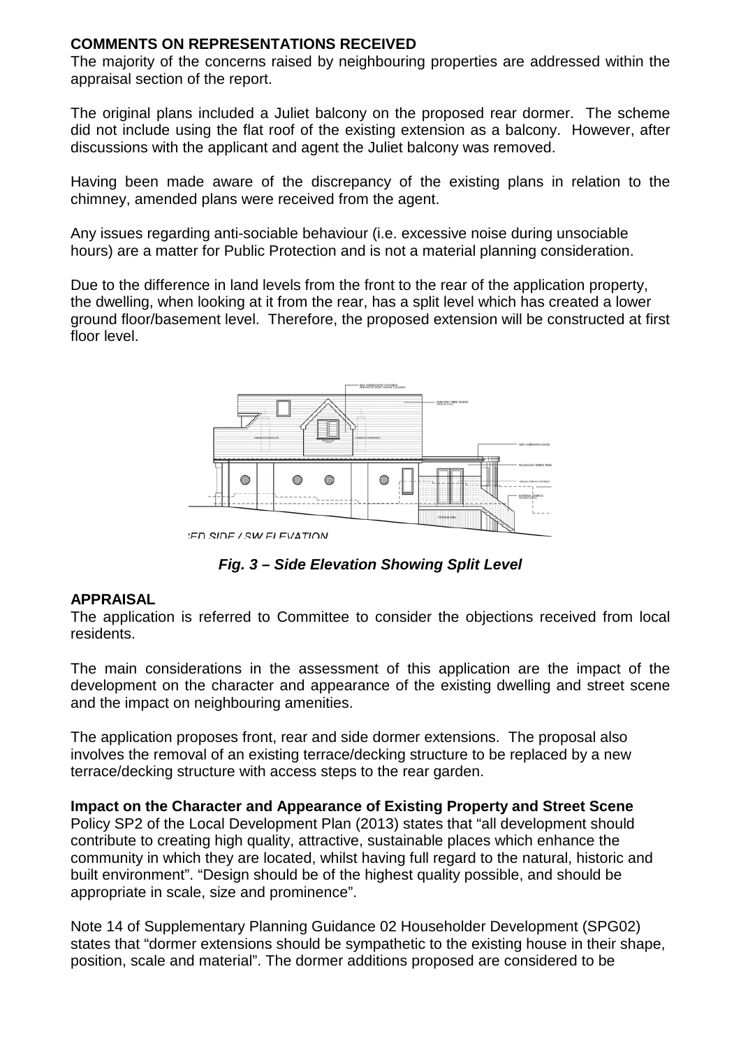**COMMENTS ON REPRESENTATIONS RECEIVED**

The majority of the concerns raised by neighbouring properties are addressed within the appraisal section of the report.

The original plans included a Juliet balcony on the proposed rear dormer. The scheme did not include using the flat roof of the existing extension as a balcony. However, after discussions with the applicant and agent the Juliet balcony was removed.

Having been made aware of the discrepancy of the existing plans in relation to the chimney, amended plans were received from the agent.

Any issues regarding anti-sociable behaviour (i.e. excessive noise during unsociable hours) are a matter for Public Protection and is not a material planning consideration.

Due to the difference in land levels from the front to the rear of the application property, the dwelling, when looking at it from the rear, has a split level which has created a lower ground floor/basement level. Therefore, the proposed extension will be constructed at first floor level.

***Fig. 3 – Side Elevation Showing Split Level***

**APPRAISAL**

The application is referred to Committee to consider the objections received from local residents.

The main considerations in the assessment of this application are the impact of the development on the character and appearance of the existing dwelling and street scene and the impact on neighbouring amenities.

The application proposes front, rear and side dormer extensions. The proposal also involves the removal of an existing terrace/decking structure to be replaced by a new terrace/decking structure with access steps to the rear garden.

**Impact on the Character and Appearance of Existing Property and Street Scene**

Policy SP2 of the Local Development Plan (2013) states that "all development should contribute to creating high quality, attractive, sustainable places which enhance the community in which they are located, whilst having full regard to the natural, historic and built environment". "Design should be of the highest quality possible, and should be appropriate in scale, size and prominence".

Note 14 of Supplementary Planning Guidance 02 Householder Development (SPG02) states that "dormer extensions should be sympathetic to the existing house in their shape, position, scale and material". The dormer additions proposed are considered to be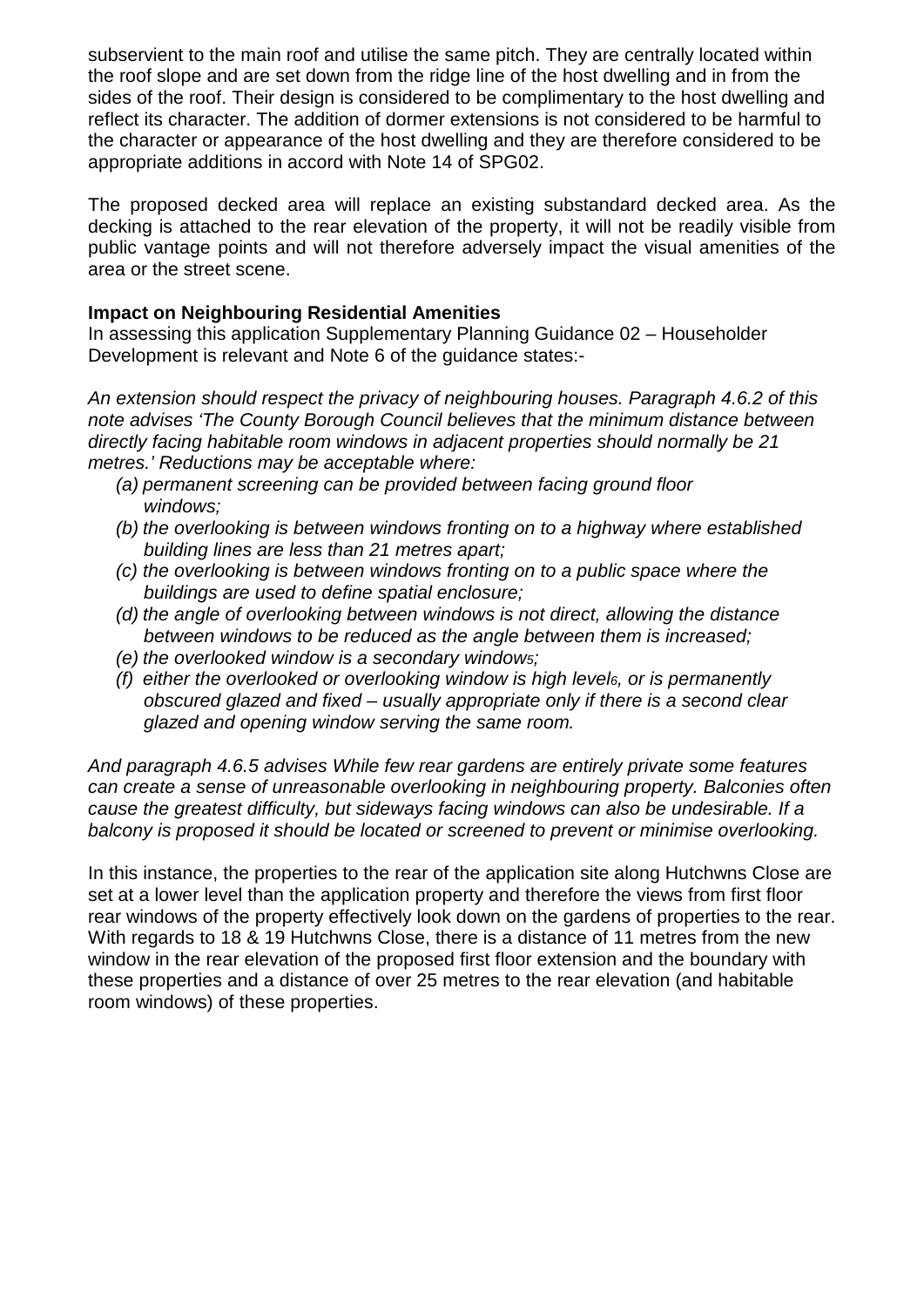subservient to the main roof and utilise the same pitch. They are centrally located within the roof slope and are set down from the ridge line of the host dwelling and in from the sides of the roof. Their design is considered to be complimentary to the host dwelling and reflect its character. The addition of dormer extensions is not considered to be harmful to the character or appearance of the host dwelling and they are therefore considered to be appropriate additions in accord with Note 14 of SPG02.

The proposed decked area will replace an existing substandard decked area. As the decking is attached to the rear elevation of the property, it will not be readily visible from public vantage points and will not therefore adversely impact the visual amenities of the area or the street scene.

**Impact on Neighbouring Residential Amenities**

In assessing this application Supplementary Planning Guidance 02 – Householder Development is relevant and Note 6 of the guidance states:-

*An extension should respect the privacy of neighbouring houses. Paragraph 4.6.2 of this note advises 'The County Borough Council believes that the minimum distance between directly facing habitable room windows in adjacent properties should normally be 21 metres.' Reductions may be acceptable where:*

*(a) permanent screening can be provided between facing ground floor windows;*
*(b) the overlooking is between windows fronting on to a highway where established building lines are less than 21 metres apart;*
*(c) the overlooking is between windows fronting on to a public space where the buildings are used to define spatial enclosure;*
*(d) the angle of overlooking between windows is not direct, allowing the distance between windows to be reduced as the angle between them is increased;*
*(e) the overlooked window is a secondary window[5];*
*(f) either the overlooked or overlooking window is high level[6], or is permanently obscured glazed and fixed – usually appropriate only if there is a second clear glazed and opening window serving the same room.*

*And paragraph 4.6.5 advises While few rear gardens are entirely private some features can create a sense of unreasonable overlooking in neighbouring property. Balconies often cause the greatest difficulty, but sideways facing windows can also be undesirable. If a balcony is proposed it should be located or screened to prevent or minimise overlooking.*

In this instance, the properties to the rear of the application site along Hutchwns Close are set at a lower level than the application property and therefore the views from first floor rear windows of the property effectively look down on the gardens of properties to the rear. With regards to 18 & 19 Hutchwns Close, there is a distance of 11 metres from the new window in the rear elevation of the proposed first floor extension and the boundary with these properties and a distance of over 25 metres to the rear elevation (and habitable room windows) of these properties.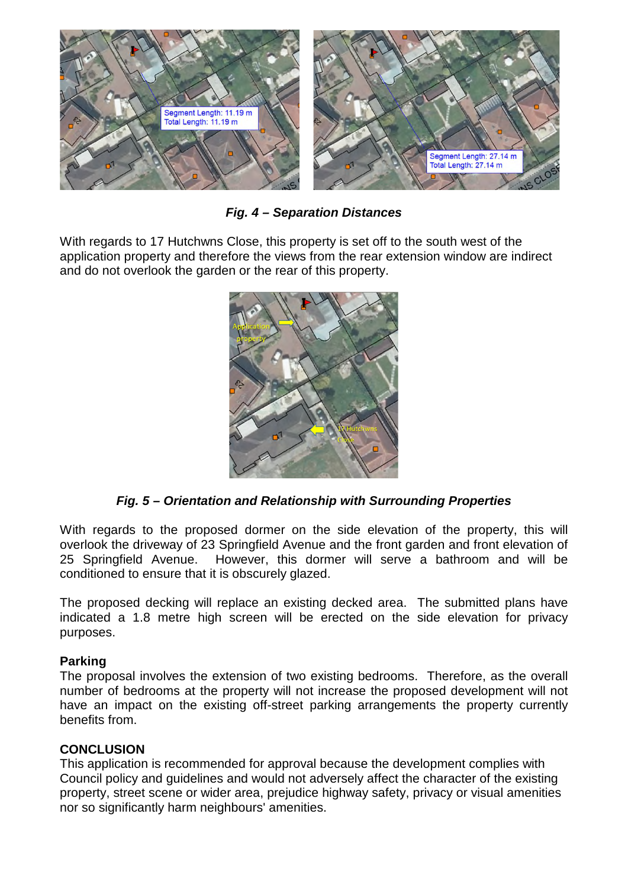*Fig. 4 – Separation Distances*

With regards to 17 Hutchwns Close, this property is set off to the south west of the application property and therefore the views from the rear extension window are indirect and do not overlook the garden or the rear of this property.

*Fig. 5 – Orientation and Relationship with Surrounding Properties*

With regards to the proposed dormer on the side elevation of the property, this will overlook the driveway of 23 Springfield Avenue and the front garden and front elevation of 25 Springfield Avenue. However, this dormer will serve a bathroom and will be conditioned to ensure that it is obscurely glazed.

The proposed decking will replace an existing decked area. The submitted plans have indicated a 1.8 metre high screen will be erected on the side elevation for privacy purposes.

**Parking**

The proposal involves the extension of two existing bedrooms. Therefore, as the overall number of bedrooms at the property will not increase the proposed development will not have an impact on the existing off-street parking arrangements the property currently benefits from.

**CONCLUSION**

This application is recommended for approval because the development complies with Council policy and guidelines and would not adversely affect the character of the existing property, street scene or wider area, prejudice highway safety, privacy or visual amenities nor so significantly harm neighbours' amenities.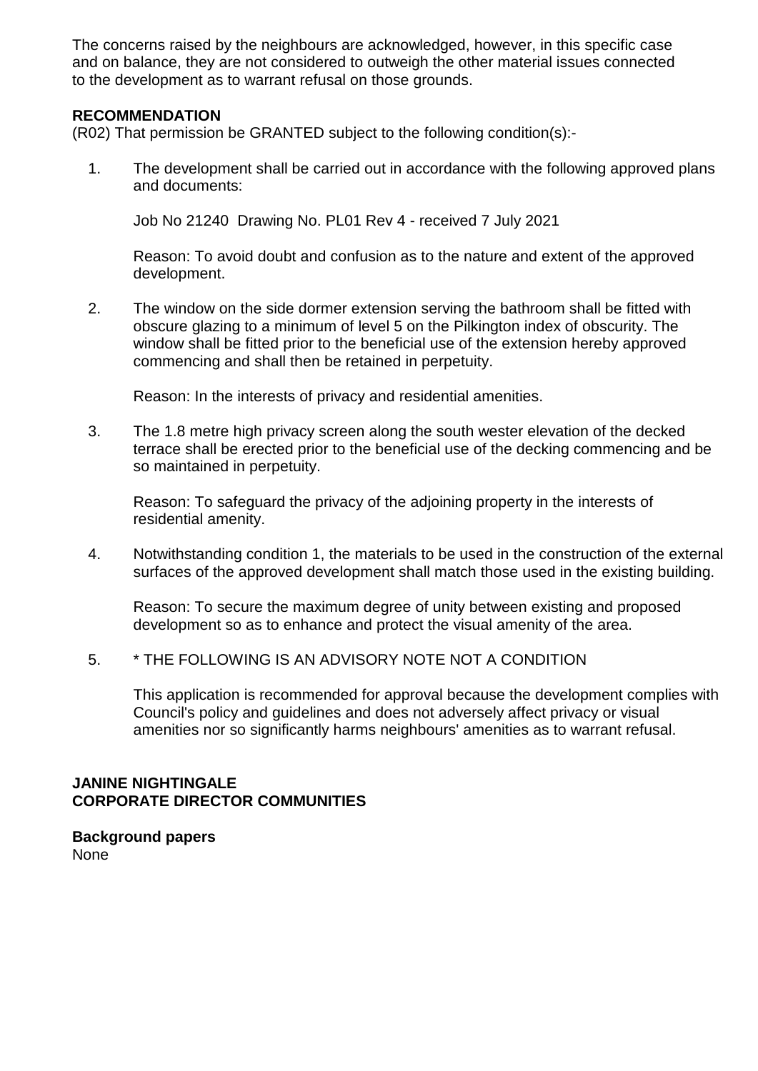The concerns raised by the neighbours are acknowledged, however, in this specific case and on balance, they are not considered to outweigh the other material issues connected to the development as to warrant refusal on those grounds.

**RECOMMENDATION**

(R02) That permission be GRANTED subject to the following condition(s):-

1. The development shall be carried out in accordance with the following approved plans and documents:

   Job No 21240 Drawing No. PL01 Rev 4 - received 7 July 2021

   Reason: To avoid doubt and confusion as to the nature and extent of the approved development.

2. The window on the side dormer extension serving the bathroom shall be fitted with obscure glazing to a minimum of level 5 on the Pilkington index of obscurity. The window shall be fitted prior to the beneficial use of the extension hereby approved commencing and shall then be retained in perpetuity.

   Reason: In the interests of privacy and residential amenities.

3. The 1.8 metre high privacy screen along the south wester elevation of the decked terrace shall be erected prior to the beneficial use of the decking commencing and be so maintained in perpetuity.

   Reason: To safeguard the privacy of the adjoining property in the interests of residential amenity.

4. Notwithstanding condition 1, the materials to be used in the construction of the external surfaces of the approved development shall match those used in the existing building.

   Reason: To secure the maximum degree of unity between existing and proposed development so as to enhance and protect the visual amenity of the area.

5. * THE FOLLOWING IS AN ADVISORY NOTE NOT A CONDITION

   This application is recommended for approval because the development complies with Council's policy and guidelines and does not adversely affect privacy or visual amenities nor so significantly harms neighbours' amenities as to warrant refusal.

**JANINE NIGHTINGALE**
**CORPORATE DIRECTOR COMMUNITIES**

**Background papers**

None